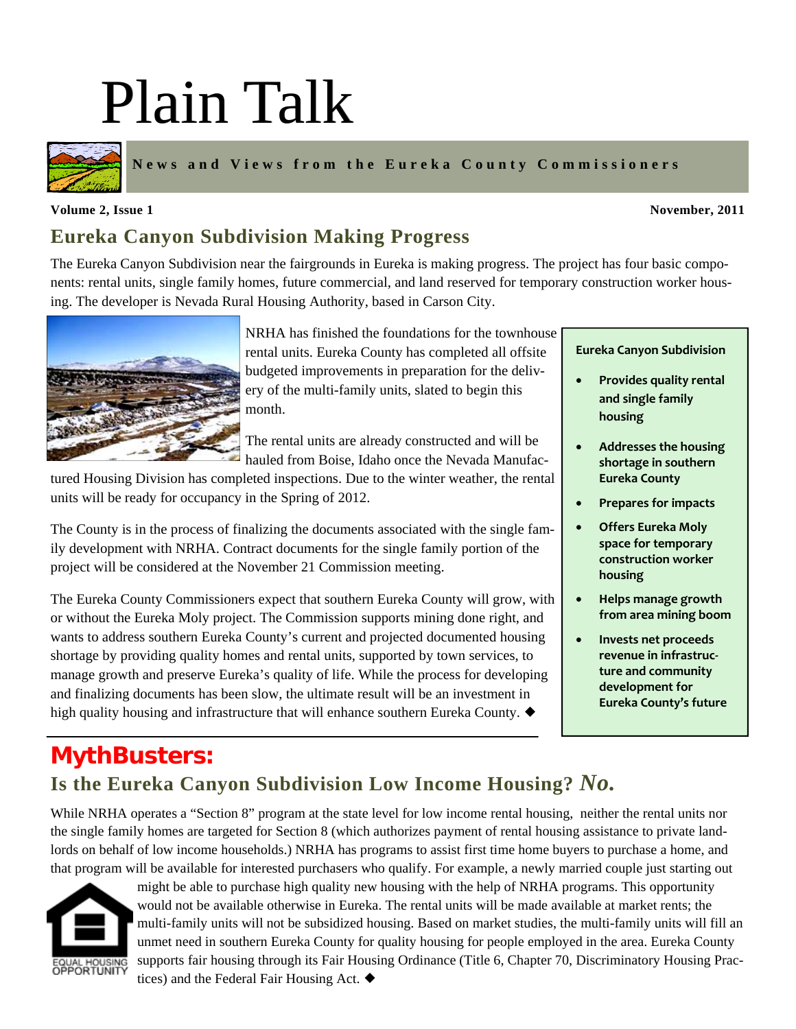# Plain Talk

**News and Views from the Eureka County Commissioners**

**Volume 2, Issue 1** **November, 2011**

## Eureka Canyon Subdivision Making Progress

The Eureka Canyon Subdivision near the fairgrounds in Eureka is making progress. The project has four basic components: rental units, single family homes, future commercial, and land reserved for temporary construction worker housing. The developer is Nevada Rural Housing Authority, based in Carson City.

NRHA has finished the foundations for the townhouse rental units. Eureka County has completed all offsite budgeted improvements in preparation for the delivery of the multi-family units, slated to begin this month.

The rental units are already constructed and will be hauled from Boise, Idaho once the Nevada Manufactured Housing Division has completed inspections. Due to the winter weather, the rental units will be ready for occupancy in the Spring of 2012.

The County is in the process of finalizing the documents associated with the single family development with NRHA. Contract documents for the single family portion of the project will be considered at the November 21 Commission meeting.

The Eureka County Commissioners expect that southern Eureka County will grow, with or without the Eureka Moly project. The Commission supports mining done right, and wants to address southern Eureka County's current and projected documented housing shortage by providing quality homes and rental units, supported by town services, to manage growth and preserve Eureka's quality of life. While the process for developing and finalizing documents has been slow, the ultimate result will be an investment in high quality housing and infrastructure that will enhance southern Eureka County. ◆

**Eureka Canyon Subdivision**

- **Provides quality rental and single family housing**
- **Addresses the housing shortage in southern Eureka County**
- **Prepares for impacts**
- **Offers Eureka Moly space for temporary construction worker housing**
- **Helps manage growth from area mining boom**
- **Invests net proceeds revenue in infrastructure and community development for Eureka County's future**

## MythBusters:

### Is the Eureka Canyon Subdivision Low Income Housing? *No.*

While NRHA operates a "Section 8" program at the state level for low income rental housing, neither the rental units nor the single family homes are targeted for Section 8 (which authorizes payment of rental housing assistance to private landlords on behalf of low income households.) NRHA has programs to assist first time home buyers to purchase a home, and that program will be available for interested purchasers who qualify. For example, a newly married couple just starting out might be able to purchase high quality new housing with the help of NRHA programs. This opportunity would not be available otherwise in Eureka. The rental units will be made available at market rents; the multi-family units will not be subsidized housing. Based on market studies, the multi-family units will fill an unmet need in southern Eureka County for quality housing for people employed in the area. Eureka County supports fair housing through its Fair Housing Ordinance (Title 6, Chapter 70, Discriminatory Housing Practices) and the Federal Fair Housing Act. ◆

EQUAL HOUSING OPPORTUNITY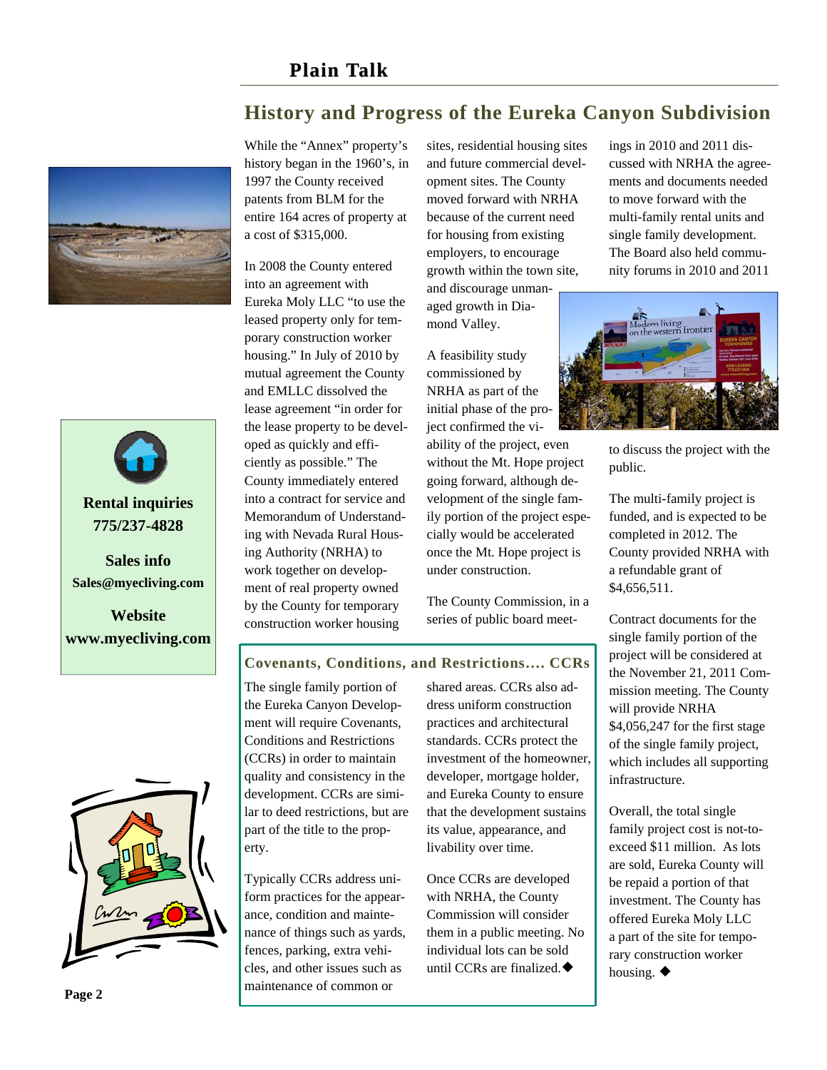## History and Progress of the Eureka Canyon Subdivision

While the "Annex" property's history began in the 1960's, in 1997 the County received patents from BLM for the entire 164 acres of property at a cost of $315,000.

In 2008 the County entered into an agreement with Eureka Moly LLC "to use the leased property only for temporary construction worker housing." In July of 2010 by mutual agreement the County and EMLLC dissolved the lease agreement "in order for the lease property to be developed as quickly and efficiently as possible." The County immediately entered into a contract for service and Memorandum of Understanding with Nevada Rural Housing Authority (NRHA) to work together on development of real property owned by the County for temporary construction worker housing sites, residential housing sites and future commercial development sites. The County moved forward with NRHA because of the current need for housing from existing employers, to encourage growth within the town site, and discourage unmanaged growth in Diamond Valley.

A feasibility study commissioned by NRHA as part of the initial phase of the project confirmed the viability of the project, even without the Mt. Hope project going forward, although development of the single family portion of the project especially would be accelerated once the Mt. Hope project is under construction.

The County Commission, in a series of public board meetings in 2010 and 2011 discussed with NRHA the agreements and documents needed to move forward with the multi-family rental units and single family development. The Board also held community forums in 2010 and 2011 to discuss the project with the public.

The multi-family project is funded, and is expected to be completed in 2012. The County provided NRHA with a refundable grant of $4,656,511.

Contract documents for the single family portion of the project will be considered at the November 21, 2011 Commission meeting. The County will provide NRHA $4,056,247 for the first stage of the single family project, which includes all supporting infrastructure.

Overall, the total single family project cost is not-to-exceed $11 million. As lots are sold, Eureka County will be repaid a portion of that investment. The County has offered Eureka Moly LLC a part of the site for temporary construction worker housing. ◆

### Covenants, Conditions, and Restrictions…. CCRs

The single family portion of the Eureka Canyon Development will require Covenants, Conditions and Restrictions (CCRs) in order to maintain quality and consistency in the development. CCRs are similar to deed restrictions, but are part of the title to the property.

Typically CCRs address uniform practices for the appearance, condition and maintenance of things such as yards, fences, parking, extra vehicles, and other issues such as maintenance of common or shared areas. CCRs also address uniform construction practices and architectural standards. CCRs protect the investment of the homeowner, developer, mortgage holder, and Eureka County to ensure that the development sustains its value, appearance, and livability over time.

Once CCRs are developed with NRHA, the County Commission will consider them in a public meeting. No individual lots can be sold until CCRs are finalized. ◆

**Rental inquiries**
**775/237-4828**

**Sales info**
**Sales@myecliving.com**

**Website**
**www.myecliving.com**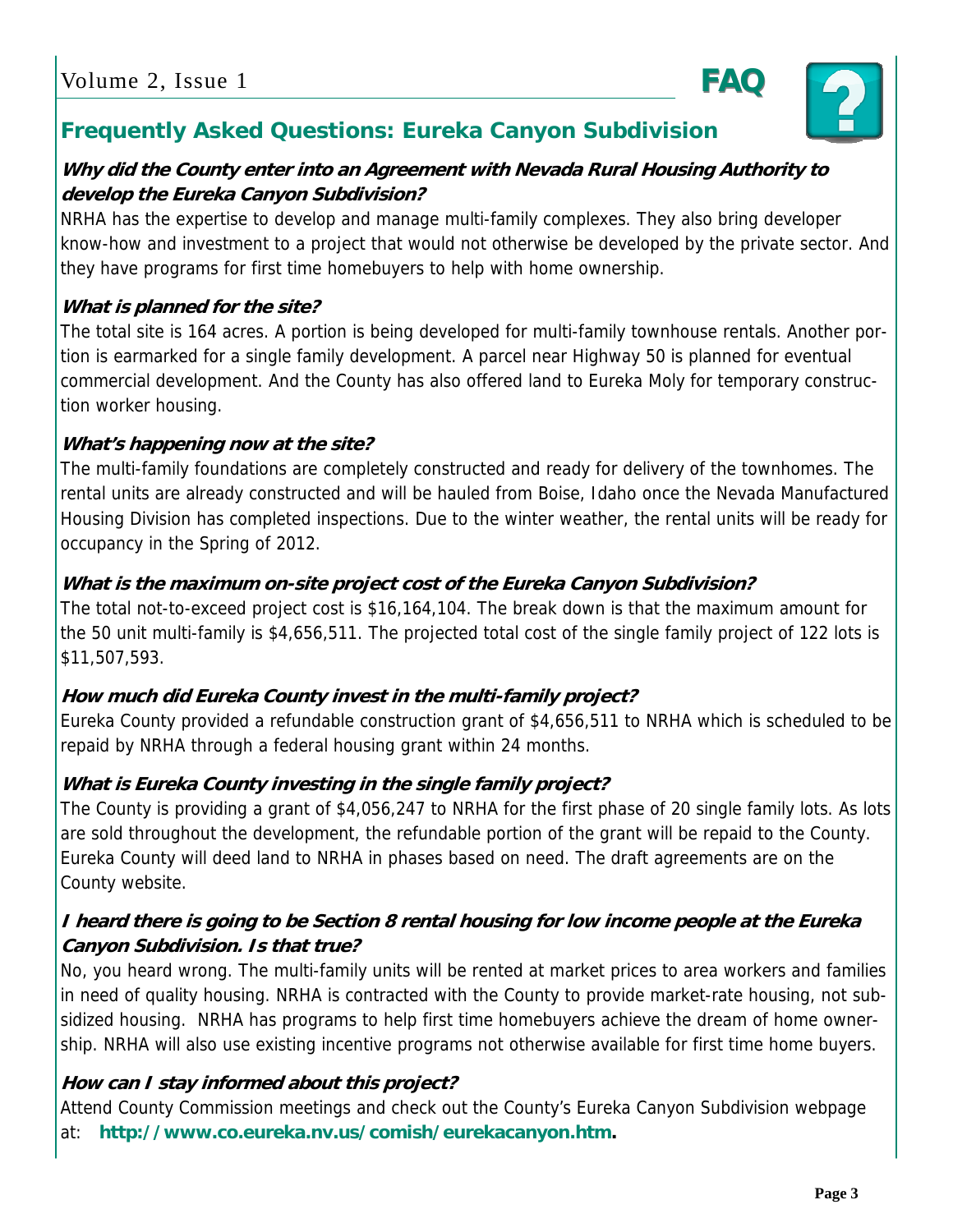FAQ

## Frequently Asked Questions: Eureka Canyon Subdivision

***Why did the County enter into an Agreement with Nevada Rural Housing Authority to develop the Eureka Canyon Subdivision?***

NRHA has the expertise to develop and manage multi-family complexes. They also bring developer know-how and investment to a project that would not otherwise be developed by the private sector. And they have programs for first time homebuyers to help with home ownership.

***What is planned for the site?***

The total site is 164 acres. A portion is being developed for multi-family townhouse rentals. Another portion is earmarked for a single family development. A parcel near Highway 50 is planned for eventual commercial development. And the County has also offered land to Eureka Moly for temporary construction worker housing.

***What's happening now at the site?***

The multi-family foundations are completely constructed and ready for delivery of the townhomes. The rental units are already constructed and will be hauled from Boise, Idaho once the Nevada Manufactured Housing Division has completed inspections. Due to the winter weather, the rental units will be ready for occupancy in the Spring of 2012.

***What is the maximum on-site project cost of the Eureka Canyon Subdivision?***

The total not-to-exceed project cost is $16,164,104. The break down is that the maximum amount for the 50 unit multi-family is $4,656,511. The projected total cost of the single family project of 122 lots is $11,507,593.

***How much did Eureka County invest in the multi-family project?***

Eureka County provided a refundable construction grant of $4,656,511 to NRHA which is scheduled to be repaid by NRHA through a federal housing grant within 24 months.

***What is Eureka County investing in the single family project?***

The County is providing a grant of $4,056,247 to NRHA for the first phase of 20 single family lots. As lots are sold throughout the development, the refundable portion of the grant will be repaid to the County. Eureka County will deed land to NRHA in phases based on need. The draft agreements are on the County website.

***I heard there is going to be Section 8 rental housing for low income people at the Eureka Canyon Subdivision. Is that true?***

No, you heard wrong. The multi-family units will be rented at market prices to area workers and families in need of quality housing. NRHA is contracted with the County to provide market-rate housing, not subsidized housing. NRHA has programs to help first time homebuyers achieve the dream of home ownership. NRHA will also use existing incentive programs not otherwise available for first time home buyers.

***How can I stay informed about this project?***

Attend County Commission meetings and check out the County's Eureka Canyon Subdivision webpage at: **http://www.co.eureka.nv.us/comish/eurekacanyon.htm.**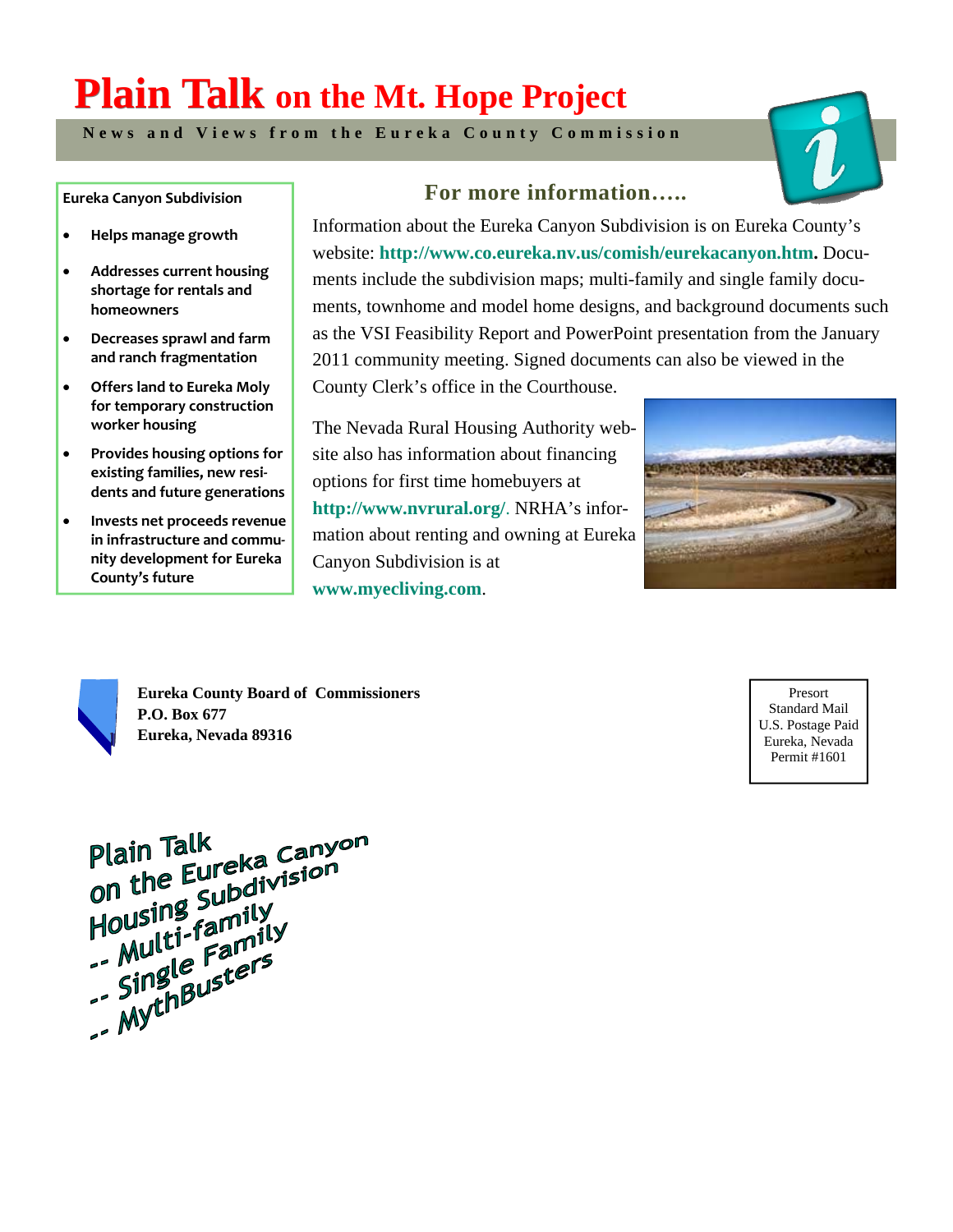# Plain Talk on the Mt. Hope Project

**News and Views from the Eureka County Commission**

**Eureka Canyon Subdivision**

- **Helps manage growth**
- **Addresses current housing shortage for rentals and homeowners**
- **Decreases sprawl and farm and ranch fragmentation**
- **Offers land to Eureka Moly for temporary construction worker housing**
- **Provides housing options for existing families, new residents and future generations**
- **Invests net proceeds revenue in infrastructure and community development for Eureka County's future**

## For more information…..

Information about the Eureka Canyon Subdivision is on Eureka County's website: **http://www.co.eureka.nv.us/comish/eurekacanyon.htm.** Documents include the subdivision maps; multi-family and single family documents, townhome and model home designs, and background documents such as the VSI Feasibility Report and PowerPoint presentation from the January 2011 community meeting. Signed documents can also be viewed in the County Clerk's office in the Courthouse.

The Nevada Rural Housing Authority website also has information about financing options for first time homebuyers at **http://www.nvrural.org/**. NRHA's information about renting and owning at Eureka Canyon Subdivision is at **www.myecliving.com**.

**Eureka County Board of Commissioners**
**P.O. Box 677**
**Eureka, Nevada 89316**

Presort
Standard Mail
U.S. Postage Paid
Eureka, Nevada
Permit #1601

Plain Talk
on the Eureka Canyon
Housing Subdivision
-- Multi-family
-- Single Family
-- MythBusters